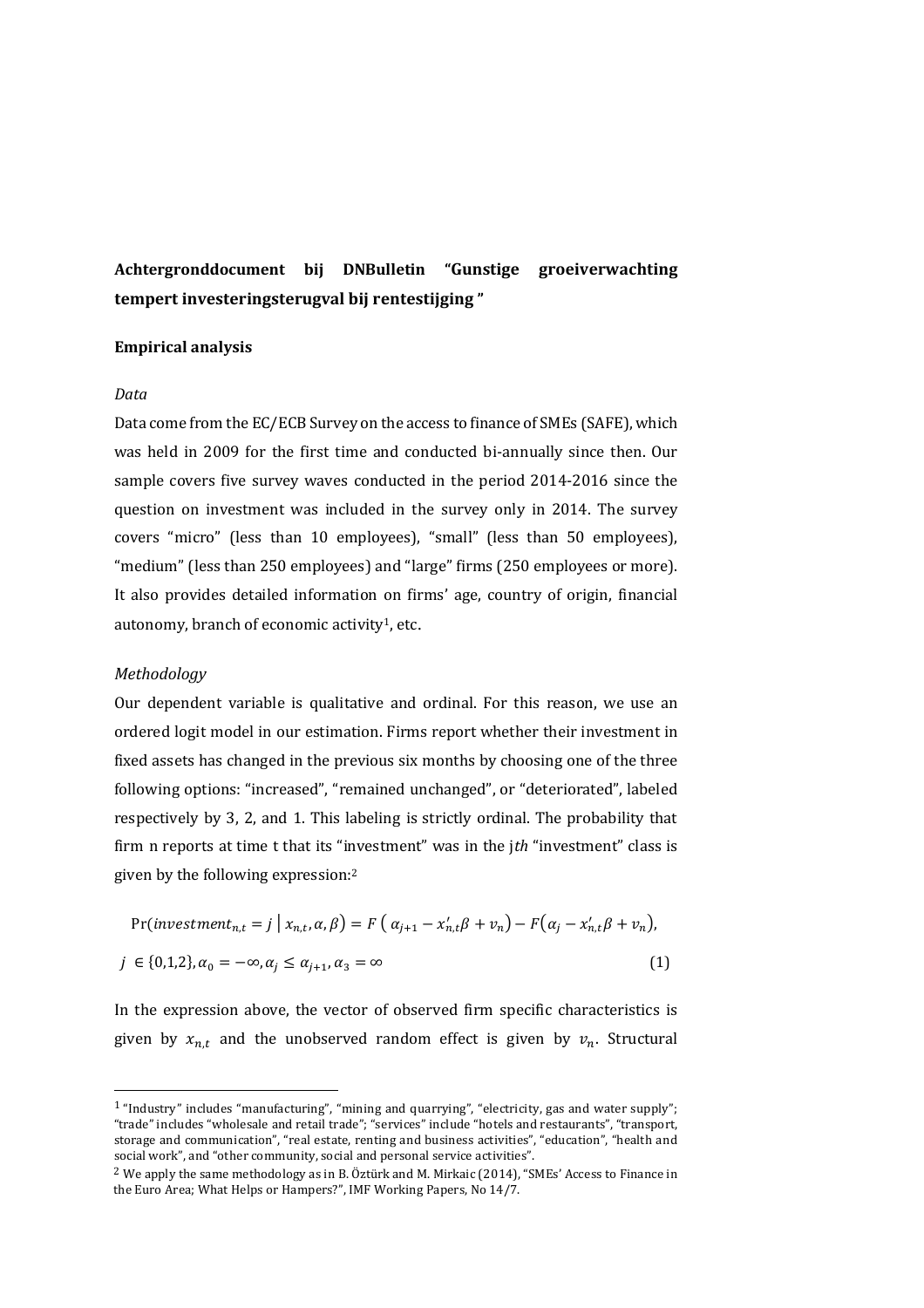**Achtergronddocument bij DNBulletin "Gunstige groeiverwachting tempert investeringsterugval bij rentestijging "**

**Empirical analysis**

*Data*

Data come from the EC/ECB Survey on the access to finance of SMEs (SAFE), which was held in 2009 for the first time and conducted bi-annually since then. Our sample covers five survey waves conducted in the period 2014-2016 since the question on investment was included in the survey only in 2014. The survey covers "micro" (less than 10 employees), "small" (less than 50 employees), "medium" (less than 250 employees) and "large" firms (250 employees or more). It also provides detailed information on firms' age, country of origin, financial autonomy, branch of economic activity[1], etc.

*Methodology*

Our dependent variable is qualitative and ordinal. For this reason, we use an ordered logit model in our estimation. Firms report whether their investment in fixed assets has changed in the previous six months by choosing one of the three following options: "increased", "remained unchanged", or "deteriorated", labeled respectively by 3, 2, and 1. This labeling is strictly ordinal. The probability that firm n reports at time t that its "investment" was in the j*th* "investment" class is given by the following expression:[2]

$$\Pr(investment_{n,t} = j \mid x_{n,t}, \alpha, \beta) = F\left(\alpha_{j+1} - x'_{n,t}\beta + v_n\right) - F\left(\alpha_j - x'_{n,t}\beta + v_n\right),$$

$$j \in \{0,1,2\}, \alpha_0 = -\infty, \alpha_j \leq \alpha_{j+1}, \alpha_3 = \infty \quad (1)$$

In the expression above, the vector of observed firm specific characteristics is given by $x_{n,t}$ and the unobserved random effect is given by $v_n$. Structural

[1] "Industry" includes "manufacturing", "mining and quarrying", "electricity, gas and water supply"; "trade" includes "wholesale and retail trade"; "services" include "hotels and restaurants", "transport, storage and communication", "real estate, renting and business activities", "education", "health and social work", and "other community, social and personal service activities".

[2] We apply the same methodology as in B. Öztürk and M. Mirkaic (2014), "SMEs' Access to Finance in the Euro Area; What Helps or Hampers?", IMF Working Papers, No 14/7.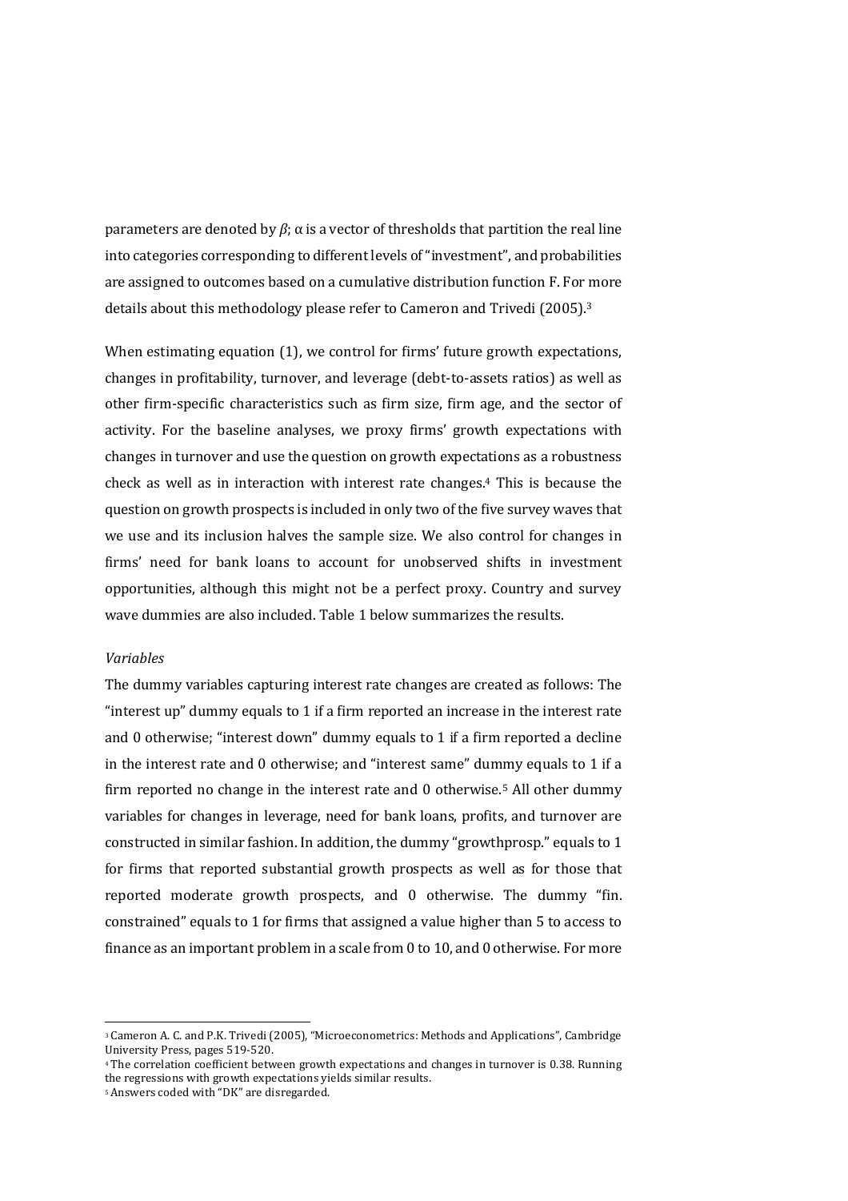parameters are denoted by $\beta$; $\alpha$ is a vector of thresholds that partition the real line into categories corresponding to different levels of "investment", and probabilities are assigned to outcomes based on a cumulative distribution function F. For more details about this methodology please refer to Cameron and Trivedi (2005).[3]

When estimating equation (1), we control for firms' future growth expectations, changes in profitability, turnover, and leverage (debt-to-assets ratios) as well as other firm-specific characteristics such as firm size, firm age, and the sector of activity. For the baseline analyses, we proxy firms' growth expectations with changes in turnover and use the question on growth expectations as a robustness check as well as in interaction with interest rate changes.[4] This is because the question on growth prospects is included in only two of the five survey waves that we use and its inclusion halves the sample size. We also control for changes in firms' need for bank loans to account for unobserved shifts in investment opportunities, although this might not be a perfect proxy. Country and survey wave dummies are also included. Table 1 below summarizes the results.

*Variables*

The dummy variables capturing interest rate changes are created as follows: The "interest up" dummy equals to 1 if a firm reported an increase in the interest rate and 0 otherwise; "interest down" dummy equals to 1 if a firm reported a decline in the interest rate and 0 otherwise; and "interest same" dummy equals to 1 if a firm reported no change in the interest rate and 0 otherwise.[5] All other dummy variables for changes in leverage, need for bank loans, profits, and turnover are constructed in similar fashion. In addition, the dummy "growthprosp." equals to 1 for firms that reported substantial growth prospects as well as for those that reported moderate growth prospects, and 0 otherwise. The dummy "fin. constrained" equals to 1 for firms that assigned a value higher than 5 to access to finance as an important problem in a scale from 0 to 10, and 0 otherwise. For more

[3] Cameron A. C. and P.K. Trivedi (2005), "Microeconometrics: Methods and Applications", Cambridge University Press, pages 519-520.

[4] The correlation coefficient between growth expectations and changes in turnover is 0.38. Running the regressions with growth expectations yields similar results.

[5] Answers coded with "DK" are disregarded.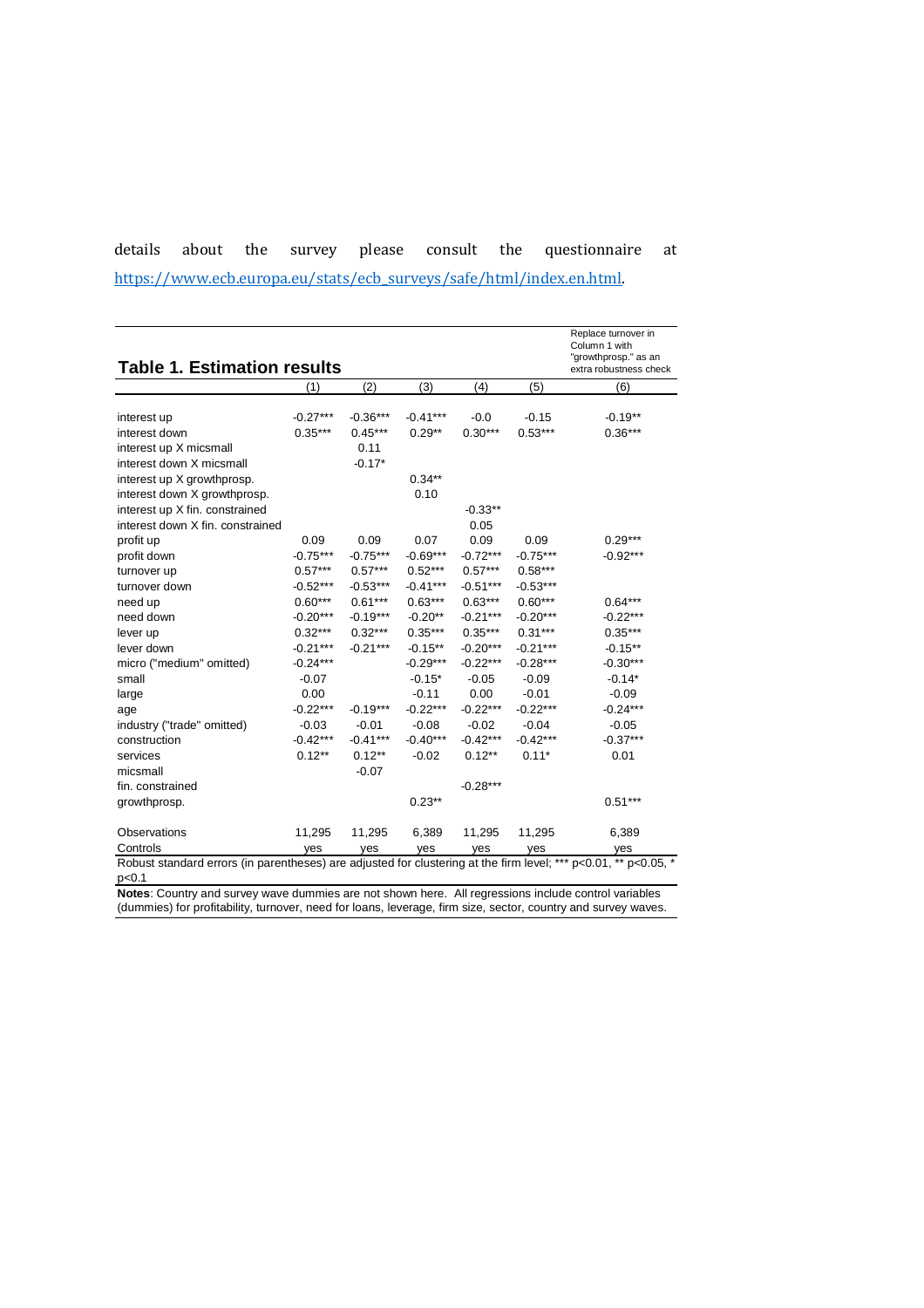details about the survey please consult the questionnaire at https://www.ecb.europa.eu/stats/ecb_surveys/safe/html/index.en.html.

## Table 1. Estimation results

| | (1) | (2) | (3) | (4) | (5) | Replace turnover in Column 1 with "growthprosp." as an extra robustness check (6) |
|---|---|---|---|---|---|---|
| interest up | -0.27*** | -0.36*** | -0.41*** | -0.0 | -0.15 | -0.19** |
| interest down | 0.35*** | 0.45*** | 0.29** | 0.30*** | 0.53*** | 0.36*** |
| interest up X micsmall | | 0.11 | | | | |
| interest down X micsmall | | -0.17* | | | | |
| interest up X growthprosp. | | | 0.34** | | | |
| interest down X growthprosp. | | | 0.10 | | | |
| interest up X fin. constrained | | | | -0.33** | | |
| interest down X fin. constrained | | | | 0.05 | | |
| profit up | 0.09 | 0.09 | 0.07 | 0.09 | 0.09 | 0.29*** |
| profit down | -0.75*** | -0.75*** | -0.69*** | -0.72*** | -0.75*** | -0.92*** |
| turnover up | 0.57*** | 0.57*** | 0.52*** | 0.57*** | 0.58*** | |
| turnover down | -0.52*** | -0.53*** | -0.41*** | -0.51*** | -0.53*** | |
| need up | 0.60*** | 0.61*** | 0.63*** | 0.63*** | 0.60*** | 0.64*** |
| need down | -0.20*** | -0.19*** | -0.20** | -0.21*** | -0.20*** | -0.22*** |
| lever up | 0.32*** | 0.32*** | 0.35*** | 0.35*** | 0.31*** | 0.35*** |
| lever down | -0.21*** | -0.21*** | -0.15** | -0.20*** | -0.21*** | -0.15** |
| micro ("medium" omitted) | -0.24*** | | -0.29*** | -0.22*** | -0.28*** | -0.30*** |
| small | -0.07 | | -0.15* | -0.05 | -0.09 | -0.14* |
| large | 0.00 | | -0.11 | 0.00 | -0.01 | -0.09 |
| age | -0.22*** | -0.19*** | -0.22*** | -0.22*** | -0.22*** | -0.24*** |
| industry ("trade" omitted) | -0.03 | -0.01 | -0.08 | -0.02 | -0.04 | -0.05 |
| construction | -0.42*** | -0.41*** | -0.40*** | -0.42*** | -0.42*** | -0.37*** |
| services | 0.12** | 0.12** | -0.02 | 0.12** | 0.11* | 0.01 |
| micsmall | | -0.07 | | | | |
| fin. constrained | | | | -0.28*** | | |
| growthprosp. | | | 0.23** | | | 0.51*** |
| Observations | 11,295 | 11,295 | 6,389 | 11,295 | 11,295 | 6,389 |
| Controls | yes | yes | yes | yes | yes | yes |

Robust standard errors (in parentheses) are adjusted for clustering at the firm level; *** p<0.01, ** p<0.05, * p<0.1

**Notes**: Country and survey wave dummies are not shown here. All regressions include control variables (dummies) for profitability, turnover, need for loans, leverage, firm size, sector, country and survey waves.